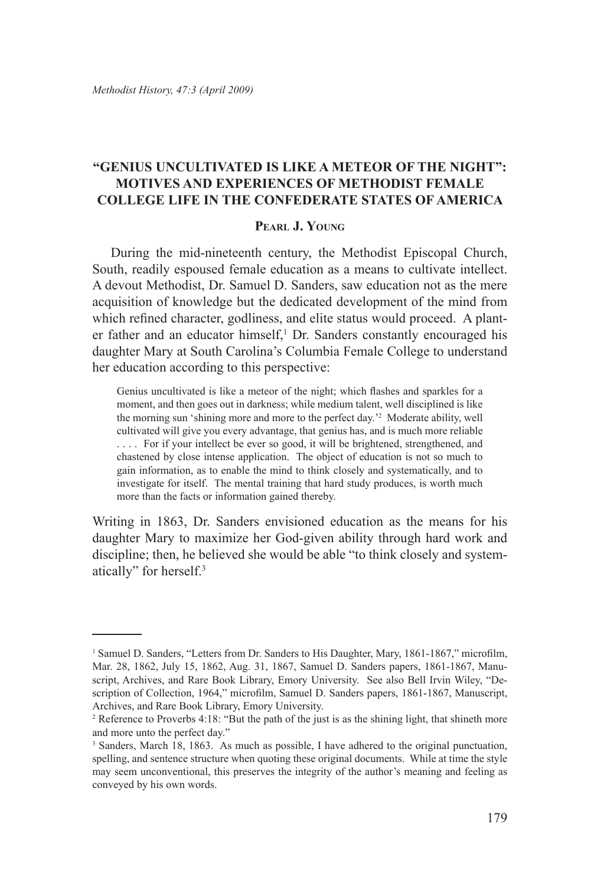# "GENIUS UNCULTIVATED IS LIKE A METEOR OF THE NIGHT": MOTIVES AND EXPERIENCES OF METHODIST FEMALE COLLEGE LIFE IN THE CONFEDERATE STATES OF AMERICA

**PEARL J. YOUNG**

During the mid-nineteenth century, the Methodist Episcopal Church, South, readily espoused female education as a means to cultivate intellect. A devout Methodist, Dr. Samuel D. Sanders, saw education not as the mere acquisition of knowledge but the dedicated development of the mind from which refined character, godliness, and elite status would proceed. A planter father and an educator himself,[1] Dr. Sanders constantly encouraged his daughter Mary at South Carolina's Columbia Female College to understand her education according to this perspective:

> Genius uncultivated is like a meteor of the night; which flashes and sparkles for a moment, and then goes out in darkness; while medium talent, well disciplined is like the morning sun 'shining more and more to the perfect day.'[2] Moderate ability, well cultivated will give you every advantage, that genius has, and is much more reliable . . . . For if your intellect be ever so good, it will be brightened, strengthened, and chastened by close intense application. The object of education is not so much to gain information, as to enable the mind to think closely and systematically, and to investigate for itself. The mental training that hard study produces, is worth much more than the facts or information gained thereby.

Writing in 1863, Dr. Sanders envisioned education as the means for his daughter Mary to maximize her God-given ability through hard work and discipline; then, he believed she would be able "to think closely and systematically" for herself.[3]

---

[1] Samuel D. Sanders, "Letters from Dr. Sanders to His Daughter, Mary, 1861-1867," microfilm, Mar. 28, 1862, July 15, 1862, Aug. 31, 1867, Samuel D. Sanders papers, 1861-1867, Manuscript, Archives, and Rare Book Library, Emory University. See also Bell Irvin Wiley, "Description of Collection, 1964," microfilm, Samuel D. Sanders papers, 1861-1867, Manuscript, Archives, and Rare Book Library, Emory University.

[2] Reference to Proverbs 4:18: "But the path of the just is as the shining light, that shineth more and more unto the perfect day."

[3] Sanders, March 18, 1863. As much as possible, I have adhered to the original punctuation, spelling, and sentence structure when quoting these original documents. While at time the style may seem unconventional, this preserves the integrity of the author's meaning and feeling as conveyed by his own words.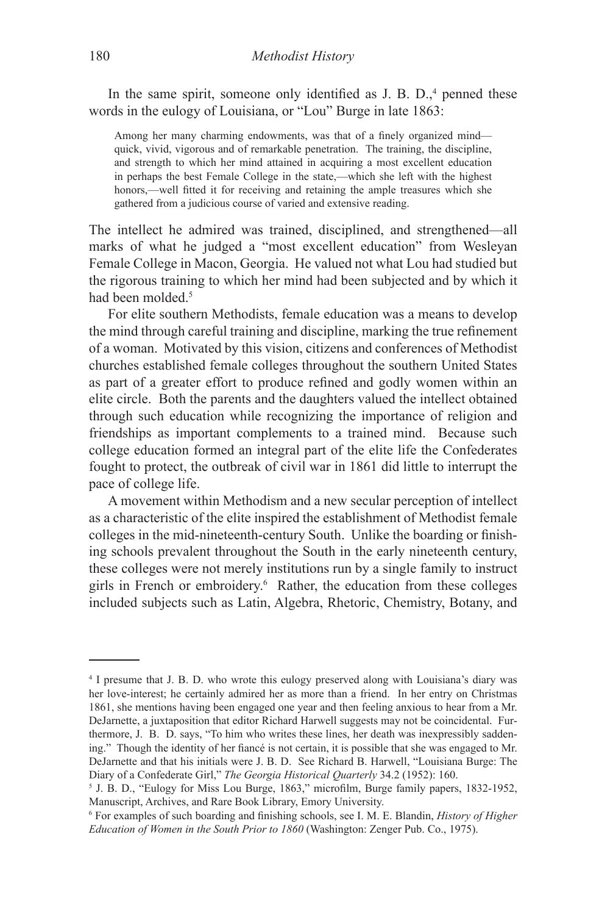In the same spirit, someone only identified as J. B. D.,[4] penned these words in the eulogy of Louisiana, or "Lou" Burge in late 1863:

> Among her many charming endowments, was that of a finely organized mind—quick, vivid, vigorous and of remarkable penetration. The training, the discipline, and strength to which her mind attained in acquiring a most excellent education in perhaps the best Female College in the state,—which she left with the highest honors,—well fitted it for receiving and retaining the ample treasures which she gathered from a judicious course of varied and extensive reading.

The intellect he admired was trained, disciplined, and strengthened—all marks of what he judged a "most excellent education" from Wesleyan Female College in Macon, Georgia. He valued not what Lou had studied but the rigorous training to which her mind had been subjected and by which it had been molded.[5]

For elite southern Methodists, female education was a means to develop the mind through careful training and discipline, marking the true refinement of a woman. Motivated by this vision, citizens and conferences of Methodist churches established female colleges throughout the southern United States as part of a greater effort to produce refined and godly women within an elite circle. Both the parents and the daughters valued the intellect obtained through such education while recognizing the importance of religion and friendships as important complements to a trained mind. Because such college education formed an integral part of the elite life the Confederates fought to protect, the outbreak of civil war in 1861 did little to interrupt the pace of college life.

A movement within Methodism and a new secular perception of intellect as a characteristic of the elite inspired the establishment of Methodist female colleges in the mid-nineteenth-century South. Unlike the boarding or finishing schools prevalent throughout the South in the early nineteenth century, these colleges were not merely institutions run by a single family to instruct girls in French or embroidery.[6] Rather, the education from these colleges included subjects such as Latin, Algebra, Rhetoric, Chemistry, Botany, and

---

[4] I presume that J. B. D. who wrote this eulogy preserved along with Louisiana's diary was her love-interest; he certainly admired her as more than a friend. In her entry on Christmas 1861, she mentions having been engaged one year and then feeling anxious to hear from a Mr. DeJarnette, a juxtaposition that editor Richard Harwell suggests may not be coincidental. Furthermore, J. B. D. says, "To him who writes these lines, her death was inexpressibly saddening." Though the identity of her fiancé is not certain, it is possible that she was engaged to Mr. DeJarnette and that his initials were J. B. D. See Richard B. Harwell, "Louisiana Burge: The Diary of a Confederate Girl," *The Georgia Historical Quarterly* 34.2 (1952): 160.

[5] J. B. D., "Eulogy for Miss Lou Burge, 1863," microfilm, Burge family papers, 1832-1952, Manuscript, Archives, and Rare Book Library, Emory University.

[6] For examples of such boarding and finishing schools, see I. M. E. Blandin, *History of Higher Education of Women in the South Prior to 1860* (Washington: Zenger Pub. Co., 1975).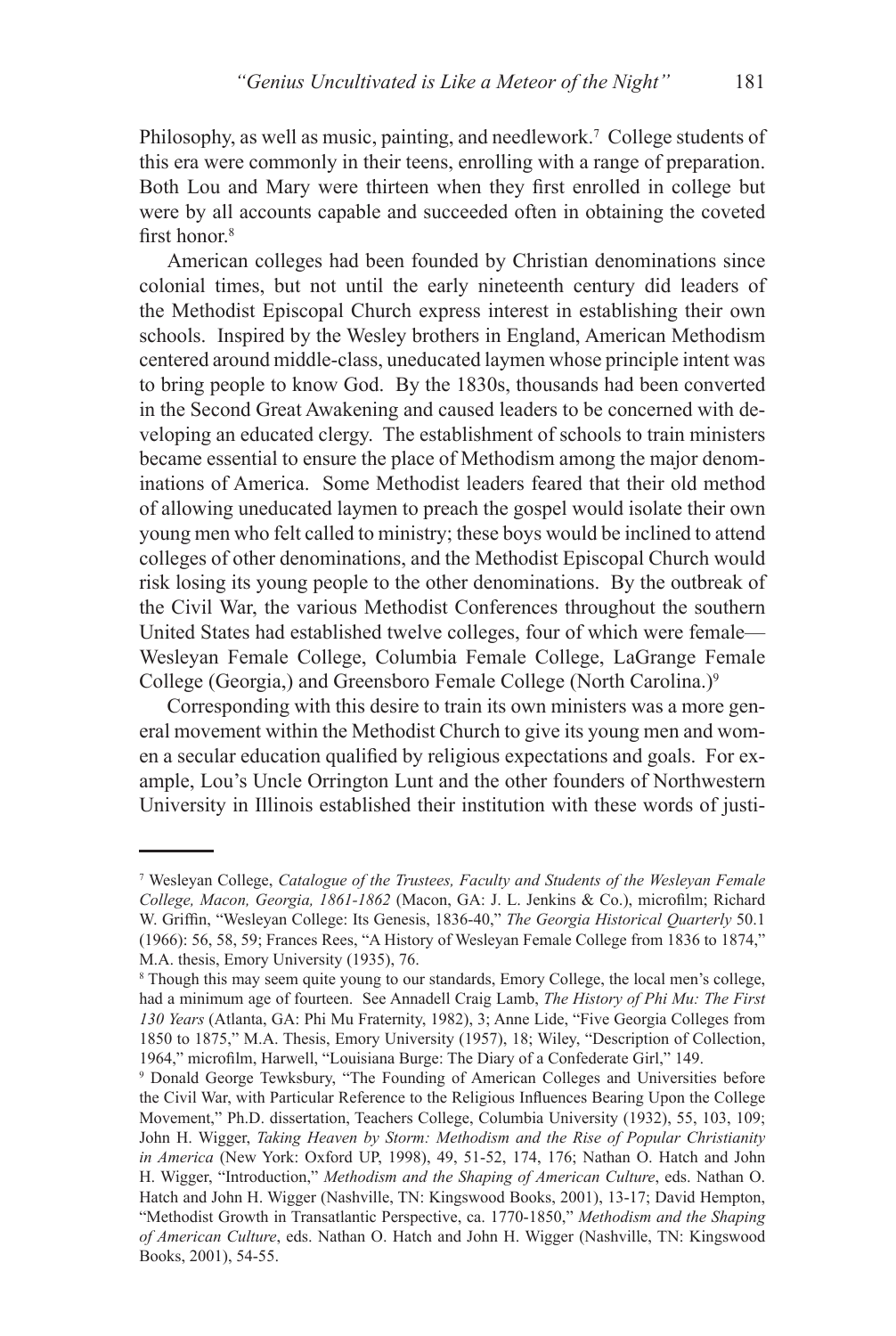Philosophy, as well as music, painting, and needlework.[7] College students of this era were commonly in their teens, enrolling with a range of preparation. Both Lou and Mary were thirteen when they first enrolled in college but were by all accounts capable and succeeded often in obtaining the coveted first honor.[8]

American colleges had been founded by Christian denominations since colonial times, but not until the early nineteenth century did leaders of the Methodist Episcopal Church express interest in establishing their own schools. Inspired by the Wesley brothers in England, American Methodism centered around middle-class, uneducated laymen whose principle intent was to bring people to know God. By the 1830s, thousands had been converted in the Second Great Awakening and caused leaders to be concerned with developing an educated clergy. The establishment of schools to train ministers became essential to ensure the place of Methodism among the major denominations of America. Some Methodist leaders feared that their old method of allowing uneducated laymen to preach the gospel would isolate their own young men who felt called to ministry; these boys would be inclined to attend colleges of other denominations, and the Methodist Episcopal Church would risk losing its young people to the other denominations. By the outbreak of the Civil War, the various Methodist Conferences throughout the southern United States had established twelve colleges, four of which were female—Wesleyan Female College, Columbia Female College, LaGrange Female College (Georgia,) and Greensboro Female College (North Carolina.)[9]

Corresponding with this desire to train its own ministers was a more general movement within the Methodist Church to give its young men and women a secular education qualified by religious expectations and goals. For example, Lou's Uncle Orrington Lunt and the other founders of Northwestern University in Illinois established their institution with these words of justi-

---

[7] Wesleyan College, *Catalogue of the Trustees, Faculty and Students of the Wesleyan Female College, Macon, Georgia, 1861-1862* (Macon, GA: J. L. Jenkins & Co.), microfilm; Richard W. Griffin, "Wesleyan College: Its Genesis, 1836-40," *The Georgia Historical Quarterly* 50.1 (1966): 56, 58, 59; Frances Rees, "A History of Wesleyan Female College from 1836 to 1874," M.A. thesis, Emory University (1935), 76.

[8] Though this may seem quite young to our standards, Emory College, the local men's college, had a minimum age of fourteen. See Annadell Craig Lamb, *The History of Phi Mu: The First 130 Years* (Atlanta, GA: Phi Mu Fraternity, 1982), 3; Anne Lide, "Five Georgia Colleges from 1850 to 1875," M.A. Thesis, Emory University (1957), 18; Wiley, "Description of Collection, 1964," microfilm, Harwell, "Louisiana Burge: The Diary of a Confederate Girl," 149.

[9] Donald George Tewksbury, "The Founding of American Colleges and Universities before the Civil War, with Particular Reference to the Religious Influences Bearing Upon the College Movement," Ph.D. dissertation, Teachers College, Columbia University (1932), 55, 103, 109; John H. Wigger, *Taking Heaven by Storm: Methodism and the Rise of Popular Christianity in America* (New York: Oxford UP, 1998), 49, 51-52, 174, 176; Nathan O. Hatch and John H. Wigger, "Introduction," *Methodism and the Shaping of American Culture*, eds. Nathan O. Hatch and John H. Wigger (Nashville, TN: Kingswood Books, 2001), 13-17; David Hempton, "Methodist Growth in Transatlantic Perspective, ca. 1770-1850," *Methodism and the Shaping of American Culture*, eds. Nathan O. Hatch and John H. Wigger (Nashville, TN: Kingswood Books, 2001), 54-55.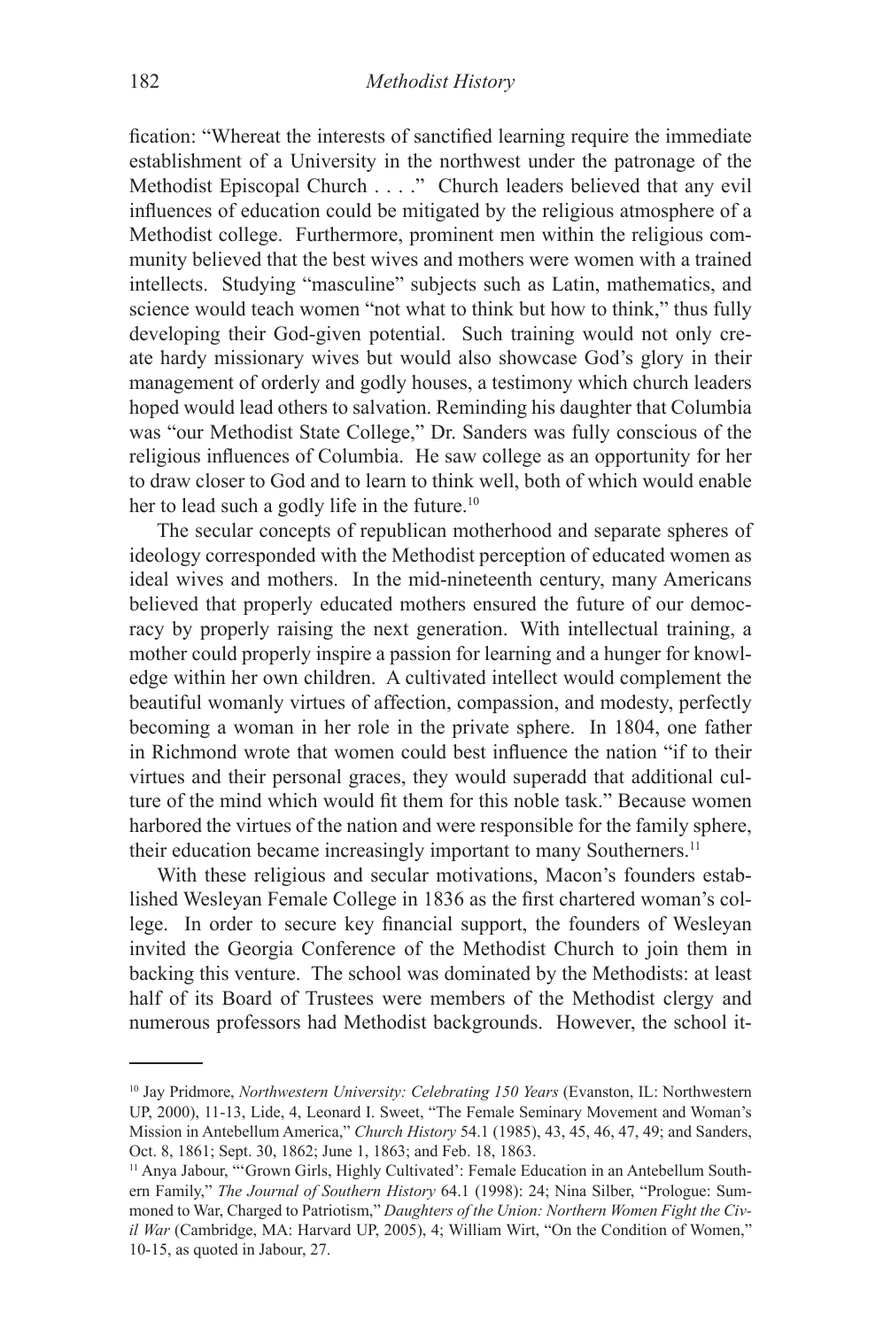fication: "Whereat the interests of sanctified learning require the immediate establishment of a University in the northwest under the patronage of the Methodist Episcopal Church . . . ." Church leaders believed that any evil influences of education could be mitigated by the religious atmosphere of a Methodist college. Furthermore, prominent men within the religious community believed that the best wives and mothers were women with a trained intellects. Studying "masculine" subjects such as Latin, mathematics, and science would teach women "not what to think but how to think," thus fully developing their God-given potential. Such training would not only create hardy missionary wives but would also showcase God's glory in their management of orderly and godly houses, a testimony which church leaders hoped would lead others to salvation. Reminding his daughter that Columbia was "our Methodist State College," Dr. Sanders was fully conscious of the religious influences of Columbia. He saw college as an opportunity for her to draw closer to God and to learn to think well, both of which would enable her to lead such a godly life in the future.[10]

The secular concepts of republican motherhood and separate spheres of ideology corresponded with the Methodist perception of educated women as ideal wives and mothers. In the mid-nineteenth century, many Americans believed that properly educated mothers ensured the future of our democracy by properly raising the next generation. With intellectual training, a mother could properly inspire a passion for learning and a hunger for knowledge within her own children. A cultivated intellect would complement the beautiful womanly virtues of affection, compassion, and modesty, perfectly becoming a woman in her role in the private sphere. In 1804, one father in Richmond wrote that women could best influence the nation "if to their virtues and their personal graces, they would superadd that additional culture of the mind which would fit them for this noble task." Because women harbored the virtues of the nation and were responsible for the family sphere, their education became increasingly important to many Southerners.[11]

With these religious and secular motivations, Macon's founders established Wesleyan Female College in 1836 as the first chartered woman's college. In order to secure key financial support, the founders of Wesleyan invited the Georgia Conference of the Methodist Church to join them in backing this venture. The school was dominated by the Methodists: at least half of its Board of Trustees were members of the Methodist clergy and numerous professors had Methodist backgrounds. However, the school it-

---

[10] Jay Pridmore, *Northwestern University: Celebrating 150 Years* (Evanston, IL: Northwestern UP, 2000), 11-13, Lide, 4, Leonard I. Sweet, "The Female Seminary Movement and Woman's Mission in Antebellum America," *Church History* 54.1 (1985), 43, 45, 46, 47, 49; and Sanders, Oct. 8, 1861; Sept. 30, 1862; June 1, 1863; and Feb. 18, 1863.

[11] Anya Jabour, "'Grown Girls, Highly Cultivated': Female Education in an Antebellum Southern Family," *The Journal of Southern History* 64.1 (1998): 24; Nina Silber, "Prologue: Summoned to War, Charged to Patriotism," *Daughters of the Union: Northern Women Fight the Civil War* (Cambridge, MA: Harvard UP, 2005), 4; William Wirt, "On the Condition of Women," 10-15, as quoted in Jabour, 27.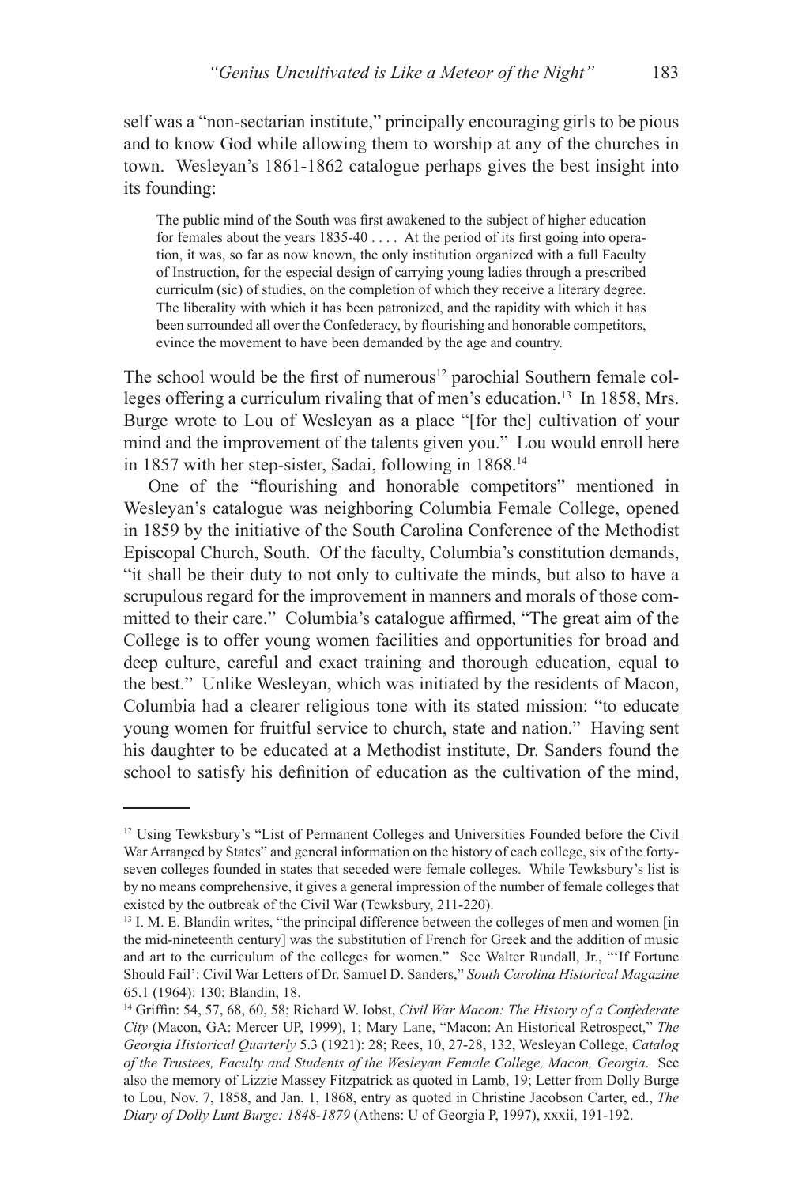self was a "non-sectarian institute," principally encouraging girls to be pious and to know God while allowing them to worship at any of the churches in town. Wesleyan's 1861-1862 catalogue perhaps gives the best insight into its founding:

> The public mind of the South was first awakened to the subject of higher education for females about the years 1835-40 . . . . At the period of its first going into operation, it was, so far as now known, the only institution organized with a full Faculty of Instruction, for the especial design of carrying young ladies through a prescribed curriculm (sic) of studies, on the completion of which they receive a literary degree. The liberality with which it has been patronized, and the rapidity with which it has been surrounded all over the Confederacy, by flourishing and honorable competitors, evince the movement to have been demanded by the age and country.

The school would be the first of numerous[12] parochial Southern female colleges offering a curriculum rivaling that of men's education.[13] In 1858, Mrs. Burge wrote to Lou of Wesleyan as a place "[for the] cultivation of your mind and the improvement of the talents given you." Lou would enroll here in 1857 with her step-sister, Sadai, following in 1868.[14]

One of the "flourishing and honorable competitors" mentioned in Wesleyan's catalogue was neighboring Columbia Female College, opened in 1859 by the initiative of the South Carolina Conference of the Methodist Episcopal Church, South. Of the faculty, Columbia's constitution demands, "it shall be their duty to not only to cultivate the minds, but also to have a scrupulous regard for the improvement in manners and morals of those committed to their care." Columbia's catalogue affirmed, "The great aim of the College is to offer young women facilities and opportunities for broad and deep culture, careful and exact training and thorough education, equal to the best." Unlike Wesleyan, which was initiated by the residents of Macon, Columbia had a clearer religious tone with its stated mission: "to educate young women for fruitful service to church, state and nation." Having sent his daughter to be educated at a Methodist institute, Dr. Sanders found the school to satisfy his definition of education as the cultivation of the mind,

---

[12] Using Tewksbury's "List of Permanent Colleges and Universities Founded before the Civil War Arranged by States" and general information on the history of each college, six of the forty-seven colleges founded in states that seceded were female colleges. While Tewksbury's list is by no means comprehensive, it gives a general impression of the number of female colleges that existed by the outbreak of the Civil War (Tewksbury, 211-220).

[13] I. M. E. Blandin writes, "the principal difference between the colleges of men and women [in the mid-nineteenth century] was the substitution of French for Greek and the addition of music and art to the curriculum of the colleges for women." See Walter Rundall, Jr., "'If Fortune Should Fail': Civil War Letters of Dr. Samuel D. Sanders," *South Carolina Historical Magazine* 65.1 (1964): 130; Blandin, 18.

[14] Griffin: 54, 57, 68, 60, 58; Richard W. Iobst, *Civil War Macon: The History of a Confederate City* (Macon, GA: Mercer UP, 1999), 1; Mary Lane, "Macon: An Historical Retrospect," *The Georgia Historical Quarterly* 5.3 (1921): 28; Rees, 10, 27-28, 132, Wesleyan College, *Catalog of the Trustees, Faculty and Students of the Wesleyan Female College, Macon, Georgia*. See also the memory of Lizzie Massey Fitzpatrick as quoted in Lamb, 19; Letter from Dolly Burge to Lou, Nov. 7, 1858, and Jan. 1, 1868, entry as quoted in Christine Jacobson Carter, ed., *The Diary of Dolly Lunt Burge: 1848-1879* (Athens: U of Georgia P, 1997), xxxii, 191-192.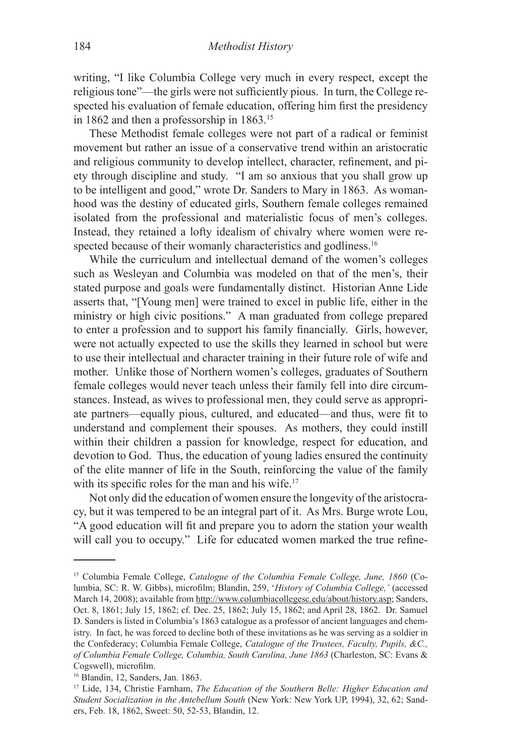writing, "I like Columbia College very much in every respect, except the religious tone"—the girls were not sufficiently pious. In turn, the College respected his evaluation of female education, offering him first the presidency in 1862 and then a professorship in 1863.[15]

These Methodist female colleges were not part of a radical or feminist movement but rather an issue of a conservative trend within an aristocratic and religious community to develop intellect, character, refinement, and piety through discipline and study. "I am so anxious that you shall grow up to be intelligent and good," wrote Dr. Sanders to Mary in 1863. As womanhood was the destiny of educated girls, Southern female colleges remained isolated from the professional and materialistic focus of men's colleges. Instead, they retained a lofty idealism of chivalry where women were respected because of their womanly characteristics and godliness.[16]

While the curriculum and intellectual demand of the women's colleges such as Wesleyan and Columbia was modeled on that of the men's, their stated purpose and goals were fundamentally distinct. Historian Anne Lide asserts that, "[Young men] were trained to excel in public life, either in the ministry or high civic positions." A man graduated from college prepared to enter a profession and to support his family financially. Girls, however, were not actually expected to use the skills they learned in school but were to use their intellectual and character training in their future role of wife and mother. Unlike those of Northern women's colleges, graduates of Southern female colleges would never teach unless their family fell into dire circumstances. Instead, as wives to professional men, they could serve as appropriate partners—equally pious, cultured, and educated—and thus, were fit to understand and complement their spouses. As mothers, they could instill within their children a passion for knowledge, respect for education, and devotion to God. Thus, the education of young ladies ensured the continuity of the elite manner of life in the South, reinforcing the value of the family with its specific roles for the man and his wife.[17]

Not only did the education of women ensure the longevity of the aristocracy, but it was tempered to be an integral part of it. As Mrs. Burge wrote Lou, "A good education will fit and prepare you to adorn the station your wealth will call you to occupy." Life for educated women marked the true refine-

---

[15] Columbia Female College, *Catalogue of the Columbia Female College, June, 1860* (Columbia, SC: R. W. Gibbs), microfilm; Blandin, 259, '*History of Columbia College,'* (accessed March 14, 2008); available from http://www.columbiacollegesc.edu/about/history.asp; Sanders, Oct. 8, 1861; July 15, 1862; cf. Dec. 25, 1862; July 15, 1862; and April 28, 1862. Dr. Samuel D. Sanders is listed in Columbia's 1863 catalogue as a professor of ancient languages and chemistry. In fact, he was forced to decline both of these invitations as he was serving as a soldier in the Confederacy; Columbia Female College, *Catalogue of the Trustees, Faculty, Pupils, &C., of Columbia Female College, Columbia, South Carolina, June 1863* (Charleston, SC: Evans & Cogswell), microfilm.

[16] Blandin, 12, Sanders, Jan. 1863.

[17] Lide, 134, Christie Farnham, *The Education of the Southern Belle: Higher Education and Student Socialization in the Antebellum South* (New York: New York UP, 1994), 32, 62; Sanders, Feb. 18, 1862, Sweet: 50, 52-53, Blandin, 12.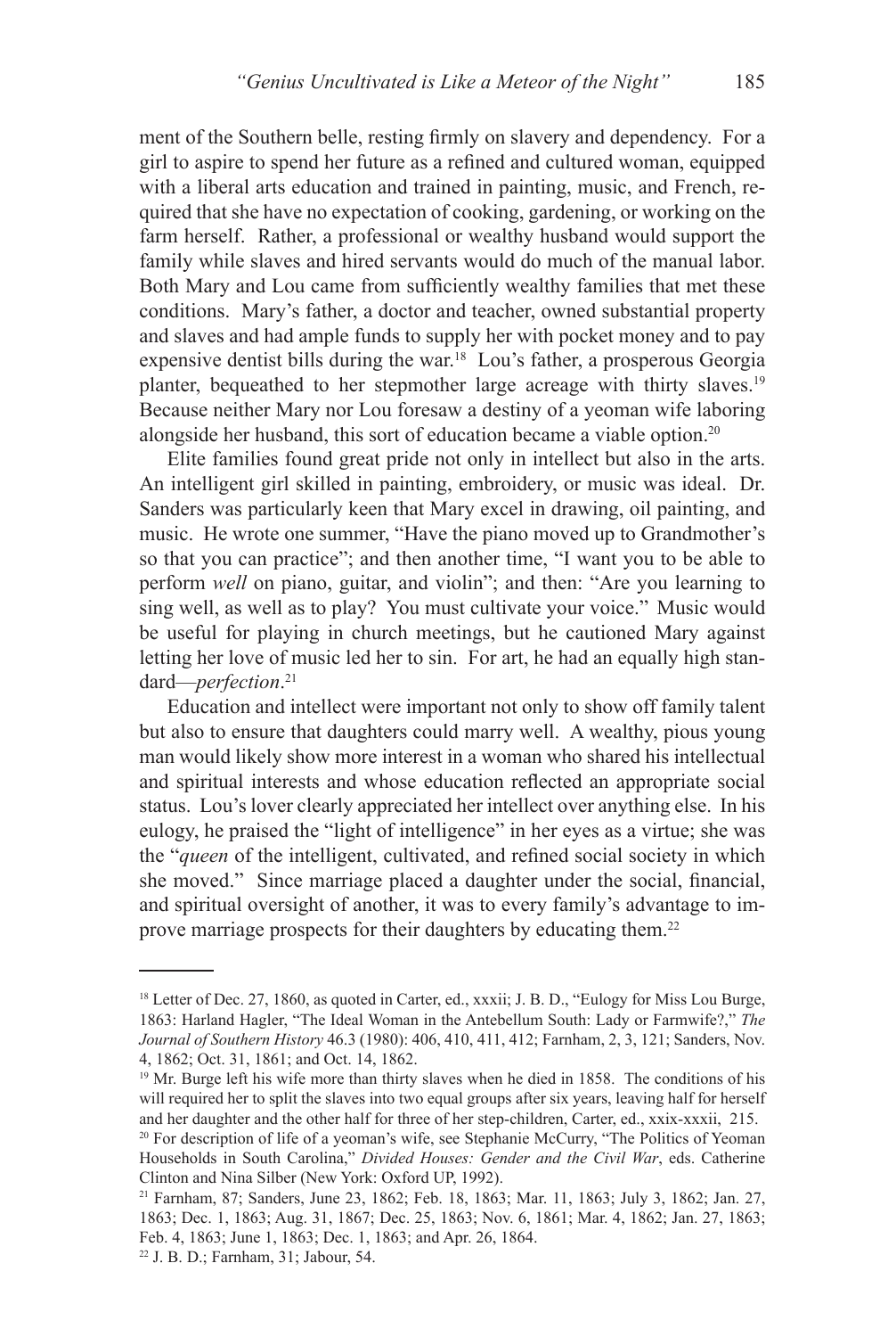ment of the Southern belle, resting firmly on slavery and dependency. For a girl to aspire to spend her future as a refined and cultured woman, equipped with a liberal arts education and trained in painting, music, and French, required that she have no expectation of cooking, gardening, or working on the farm herself. Rather, a professional or wealthy husband would support the family while slaves and hired servants would do much of the manual labor. Both Mary and Lou came from sufficiently wealthy families that met these conditions. Mary's father, a doctor and teacher, owned substantial property and slaves and had ample funds to supply her with pocket money and to pay expensive dentist bills during the war.[18] Lou's father, a prosperous Georgia planter, bequeathed to her stepmother large acreage with thirty slaves.[19] Because neither Mary nor Lou foresaw a destiny of a yeoman wife laboring alongside her husband, this sort of education became a viable option.[20]

Elite families found great pride not only in intellect but also in the arts. An intelligent girl skilled in painting, embroidery, or music was ideal. Dr. Sanders was particularly keen that Mary excel in drawing, oil painting, and music. He wrote one summer, "Have the piano moved up to Grandmother's so that you can practice"; and then another time, "I want you to be able to perform *well* on piano, guitar, and violin"; and then: "Are you learning to sing well, as well as to play? You must cultivate your voice." Music would be useful for playing in church meetings, but he cautioned Mary against letting her love of music led her to sin. For art, he had an equally high standard—*perfection*.[21]

Education and intellect were important not only to show off family talent but also to ensure that daughters could marry well. A wealthy, pious young man would likely show more interest in a woman who shared his intellectual and spiritual interests and whose education reflected an appropriate social status. Lou's lover clearly appreciated her intellect over anything else. In his eulogy, he praised the "light of intelligence" in her eyes as a virtue; she was the "*queen* of the intelligent, cultivated, and refined social society in which she moved." Since marriage placed a daughter under the social, financial, and spiritual oversight of another, it was to every family's advantage to improve marriage prospects for their daughters by educating them.[22]

---

[18] Letter of Dec. 27, 1860, as quoted in Carter, ed., xxxii; J. B. D., "Eulogy for Miss Lou Burge, 1863: Harland Hagler, "The Ideal Woman in the Antebellum South: Lady or Farmwife?," *The Journal of Southern History* 46.3 (1980): 406, 410, 411, 412; Farnham, 2, 3, 121; Sanders, Nov. 4, 1862; Oct. 31, 1861; and Oct. 14, 1862.

[19] Mr. Burge left his wife more than thirty slaves when he died in 1858. The conditions of his will required her to split the slaves into two equal groups after six years, leaving half for herself and her daughter and the other half for three of her step-children, Carter, ed., xxix-xxxii, 215.

[20] For description of life of a yeoman's wife, see Stephanie McCurry, "The Politics of Yeoman Households in South Carolina," *Divided Houses: Gender and the Civil War*, eds. Catherine Clinton and Nina Silber (New York: Oxford UP, 1992).

[21] Farnham, 87; Sanders, June 23, 1862; Feb. 18, 1863; Mar. 11, 1863; July 3, 1862; Jan. 27, 1863; Dec. 1, 1863; Aug. 31, 1867; Dec. 25, 1863; Nov. 6, 1861; Mar. 4, 1862; Jan. 27, 1863; Feb. 4, 1863; June 1, 1863; Dec. 1, 1863; and Apr. 26, 1864.

[22] J. B. D.; Farnham, 31; Jabour, 54.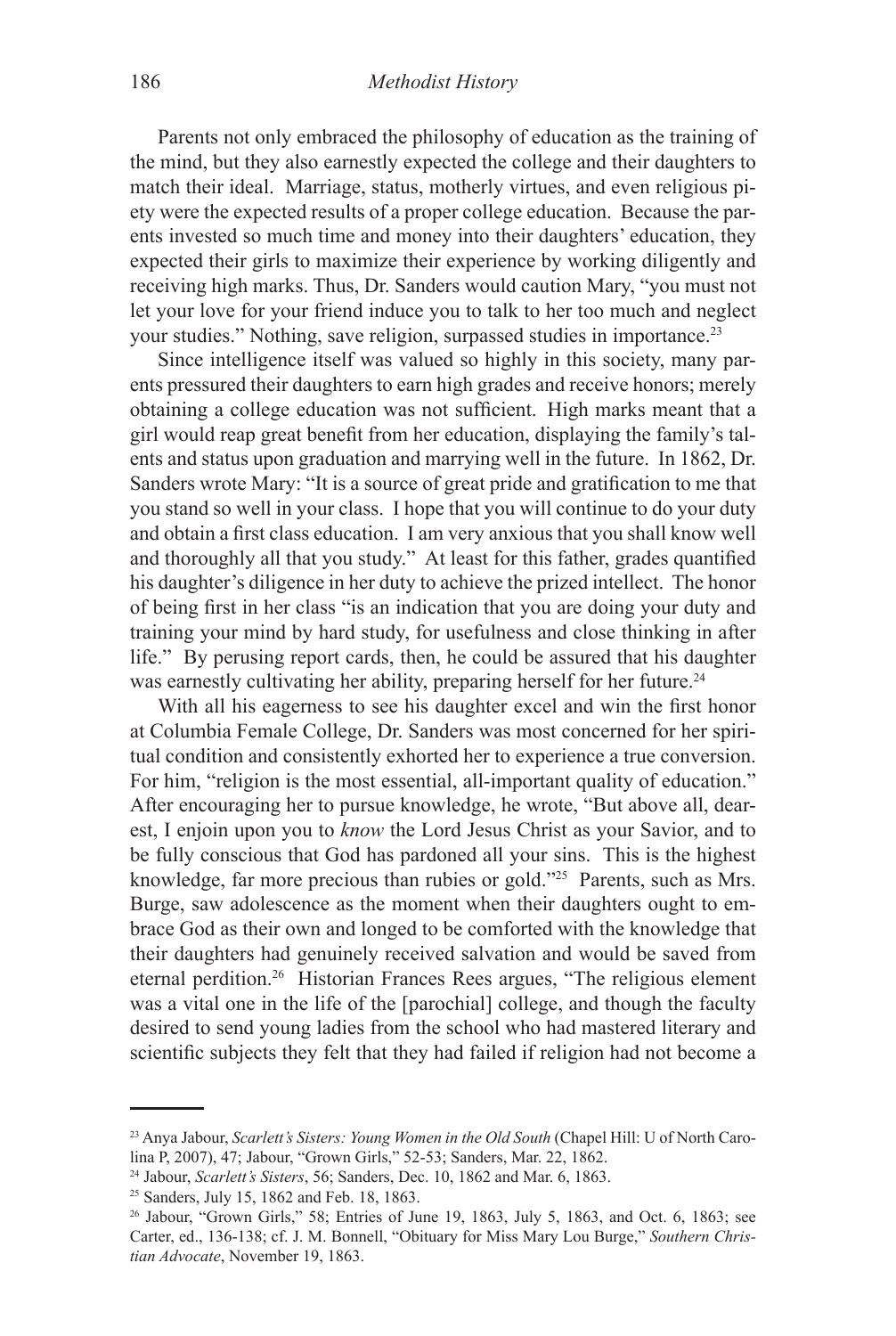Parents not only embraced the philosophy of education as the training of the mind, but they also earnestly expected the college and their daughters to match their ideal. Marriage, status, motherly virtues, and even religious piety were the expected results of a proper college education. Because the parents invested so much time and money into their daughters' education, they expected their girls to maximize their experience by working diligently and receiving high marks. Thus, Dr. Sanders would caution Mary, "you must not let your love for your friend induce you to talk to her too much and neglect your studies." Nothing, save religion, surpassed studies in importance.[23]

Since intelligence itself was valued so highly in this society, many parents pressured their daughters to earn high grades and receive honors; merely obtaining a college education was not sufficient. High marks meant that a girl would reap great benefit from her education, displaying the family's talents and status upon graduation and marrying well in the future. In 1862, Dr. Sanders wrote Mary: "It is a source of great pride and gratification to me that you stand so well in your class. I hope that you will continue to do your duty and obtain a first class education. I am very anxious that you shall know well and thoroughly all that you study." At least for this father, grades quantified his daughter's diligence in her duty to achieve the prized intellect. The honor of being first in her class "is an indication that you are doing your duty and training your mind by hard study, for usefulness and close thinking in after life." By perusing report cards, then, he could be assured that his daughter was earnestly cultivating her ability, preparing herself for her future.[24]

With all his eagerness to see his daughter excel and win the first honor at Columbia Female College, Dr. Sanders was most concerned for her spiritual condition and consistently exhorted her to experience a true conversion. For him, "religion is the most essential, all-important quality of education." After encouraging her to pursue knowledge, he wrote, "But above all, dearest, I enjoin upon you to *know* the Lord Jesus Christ as your Savior, and to be fully conscious that God has pardoned all your sins. This is the highest knowledge, far more precious than rubies or gold."[25] Parents, such as Mrs. Burge, saw adolescence as the moment when their daughters ought to embrace God as their own and longed to be comforted with the knowledge that their daughters had genuinely received salvation and would be saved from eternal perdition.[26] Historian Frances Rees argues, "The religious element was a vital one in the life of the [parochial] college, and though the faculty desired to send young ladies from the school who had mastered literary and scientific subjects they felt that they had failed if religion had not become a

---

[23] Anya Jabour, *Scarlett's Sisters: Young Women in the Old South* (Chapel Hill: U of North Carolina P, 2007), 47; Jabour, "Grown Girls," 52-53; Sanders, Mar. 22, 1862.

[24] Jabour, *Scarlett's Sisters*, 56; Sanders, Dec. 10, 1862 and Mar. 6, 1863.

[25] Sanders, July 15, 1862 and Feb. 18, 1863.

[26] Jabour, "Grown Girls," 58; Entries of June 19, 1863, July 5, 1863, and Oct. 6, 1863; see Carter, ed., 136-138; cf. J. M. Bonnell, "Obituary for Miss Mary Lou Burge," *Southern Christian Advocate*, November 19, 1863.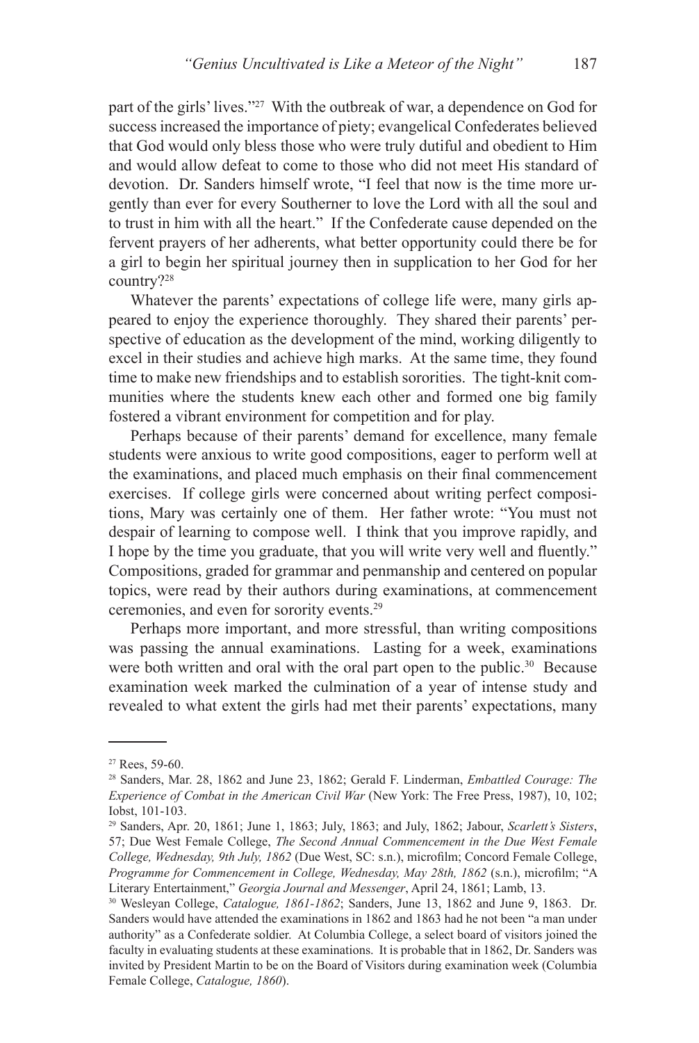part of the girls' lives."[27] With the outbreak of war, a dependence on God for success increased the importance of piety; evangelical Confederates believed that God would only bless those who were truly dutiful and obedient to Him and would allow defeat to come to those who did not meet His standard of devotion. Dr. Sanders himself wrote, "I feel that now is the time more urgently than ever for every Southerner to love the Lord with all the soul and to trust in him with all the heart." If the Confederate cause depended on the fervent prayers of her adherents, what better opportunity could there be for a girl to begin her spiritual journey then in supplication to her God for her country?[28]

Whatever the parents' expectations of college life were, many girls appeared to enjoy the experience thoroughly. They shared their parents' perspective of education as the development of the mind, working diligently to excel in their studies and achieve high marks. At the same time, they found time to make new friendships and to establish sororities. The tight-knit communities where the students knew each other and formed one big family fostered a vibrant environment for competition and for play.

Perhaps because of their parents' demand for excellence, many female students were anxious to write good compositions, eager to perform well at the examinations, and placed much emphasis on their final commencement exercises. If college girls were concerned about writing perfect compositions, Mary was certainly one of them. Her father wrote: "You must not despair of learning to compose well. I think that you improve rapidly, and I hope by the time you graduate, that you will write very well and fluently." Compositions, graded for grammar and penmanship and centered on popular topics, were read by their authors during examinations, at commencement ceremonies, and even for sorority events.[29]

Perhaps more important, and more stressful, than writing compositions was passing the annual examinations. Lasting for a week, examinations were both written and oral with the oral part open to the public.[30] Because examination week marked the culmination of a year of intense study and revealed to what extent the girls had met their parents' expectations, many

---

[27] Rees, 59-60.

[28] Sanders, Mar. 28, 1862 and June 23, 1862; Gerald F. Linderman, *Embattled Courage: The Experience of Combat in the American Civil War* (New York: The Free Press, 1987), 10, 102; Iobst, 101-103.

[29] Sanders, Apr. 20, 1861; June 1, 1863; July, 1863; and July, 1862; Jabour, *Scarlett's Sisters*, 57; Due West Female College, *The Second Annual Commencement in the Due West Female College, Wednesday, 9th July, 1862* (Due West, SC: s.n.), microfilm; Concord Female College, *Programme for Commencement in College, Wednesday, May 28th, 1862* (s.n.), microfilm; "A Literary Entertainment," *Georgia Journal and Messenger*, April 24, 1861; Lamb, 13.

[30] Wesleyan College, *Catalogue, 1861-1862*; Sanders, June 13, 1862 and June 9, 1863. Dr. Sanders would have attended the examinations in 1862 and 1863 had he not been "a man under authority" as a Confederate soldier. At Columbia College, a select board of visitors joined the faculty in evaluating students at these examinations. It is probable that in 1862, Dr. Sanders was invited by President Martin to be on the Board of Visitors during examination week (Columbia Female College, *Catalogue, 1860*).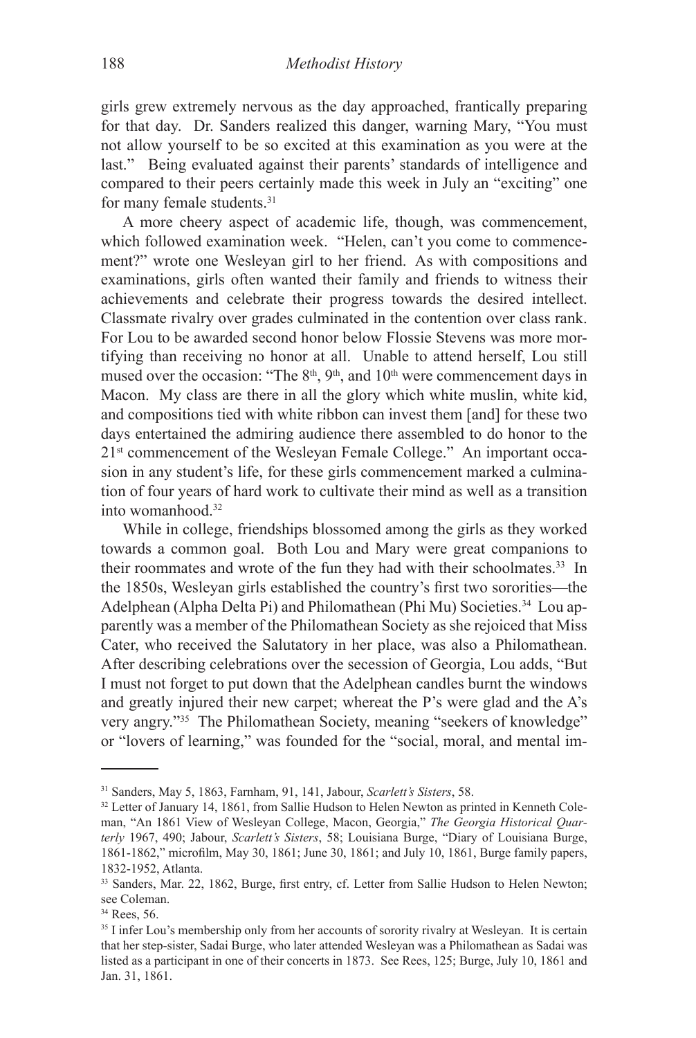girls grew extremely nervous as the day approached, frantically preparing for that day. Dr. Sanders realized this danger, warning Mary, "You must not allow yourself to be so excited at this examination as you were at the last." Being evaluated against their parents' standards of intelligence and compared to their peers certainly made this week in July an "exciting" one for many female students.[31]

A more cheery aspect of academic life, though, was commencement, which followed examination week. "Helen, can't you come to commencement?" wrote one Wesleyan girl to her friend. As with compositions and examinations, girls often wanted their family and friends to witness their achievements and celebrate their progress towards the desired intellect. Classmate rivalry over grades culminated in the contention over class rank. For Lou to be awarded second honor below Flossie Stevens was more mortifying than receiving no honor at all. Unable to attend herself, Lou still mused over the occasion: "The 8th, 9th, and 10th were commencement days in Macon. My class are there in all the glory which white muslin, white kid, and compositions tied with white ribbon can invest them [and] for these two days entertained the admiring audience there assembled to do honor to the 21st commencement of the Wesleyan Female College." An important occasion in any student's life, for these girls commencement marked a culmination of four years of hard work to cultivate their mind as well as a transition into womanhood.[32]

While in college, friendships blossomed among the girls as they worked towards a common goal. Both Lou and Mary were great companions to their roommates and wrote of the fun they had with their schoolmates.[33] In the 1850s, Wesleyan girls established the country's first two sororities—the Adelphean (Alpha Delta Pi) and Philomathean (Phi Mu) Societies.[34] Lou apparently was a member of the Philomathean Society as she rejoiced that Miss Cater, who received the Salutatory in her place, was also a Philomathean. After describing celebrations over the secession of Georgia, Lou adds, "But I must not forget to put down that the Adelphean candles burnt the windows and greatly injured their new carpet; whereat the P's were glad and the A's very angry."[35] The Philomathean Society, meaning "seekers of knowledge" or "lovers of learning," was founded for the "social, moral, and mental im-

---

[31] Sanders, May 5, 1863, Farnham, 91, 141, Jabour, *Scarlett's Sisters*, 58.

[32] Letter of January 14, 1861, from Sallie Hudson to Helen Newton as printed in Kenneth Coleman, "An 1861 View of Wesleyan College, Macon, Georgia," *The Georgia Historical Quarterly* 1967, 490; Jabour, *Scarlett's Sisters*, 58; Louisiana Burge, "Diary of Louisiana Burge, 1861-1862," microfilm, May 30, 1861; June 30, 1861; and July 10, 1861, Burge family papers, 1832-1952, Atlanta.

[33] Sanders, Mar. 22, 1862, Burge, first entry, cf. Letter from Sallie Hudson to Helen Newton; see Coleman.

[34] Rees, 56.

[35] I infer Lou's membership only from her accounts of sorority rivalry at Wesleyan. It is certain that her step-sister, Sadai Burge, who later attended Wesleyan was a Philomathean as Sadai was listed as a participant in one of their concerts in 1873. See Rees, 125; Burge, July 10, 1861 and Jan. 31, 1861.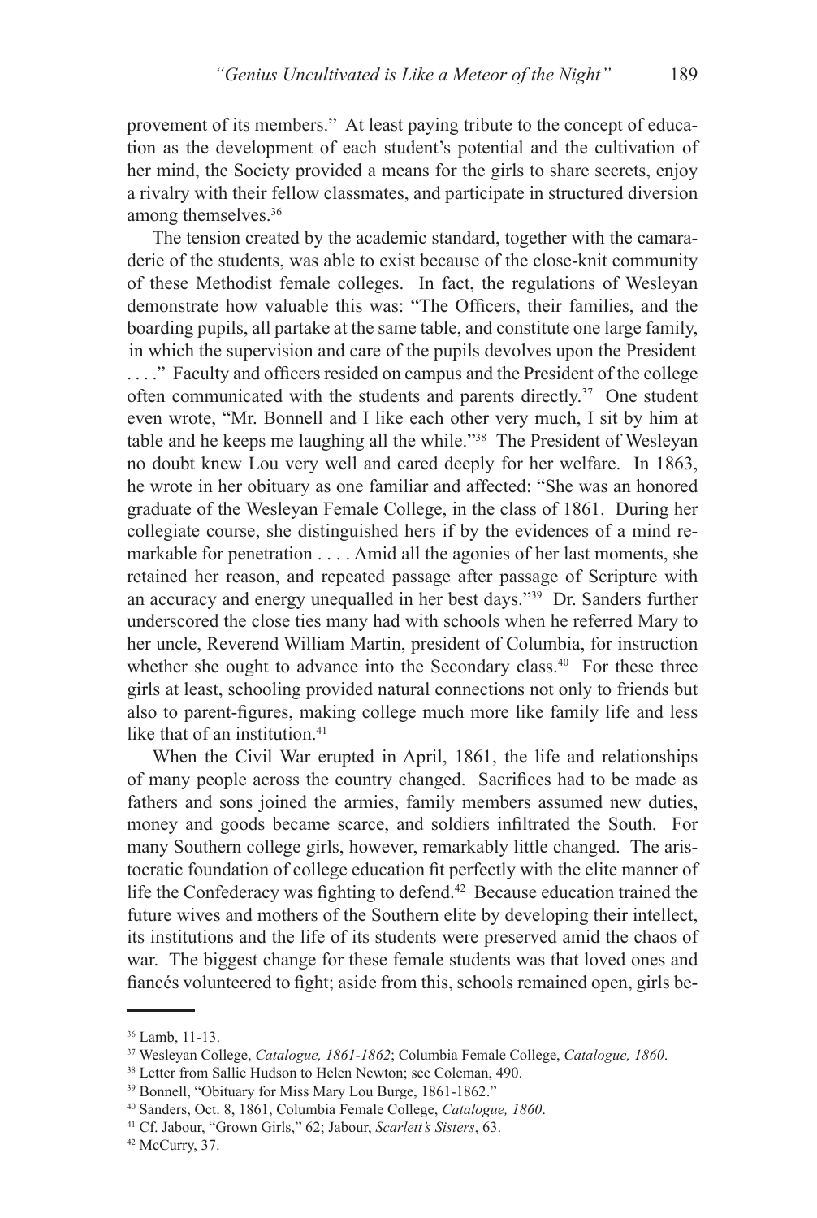provement of its members." At least paying tribute to the concept of education as the development of each student's potential and the cultivation of her mind, the Society provided a means for the girls to share secrets, enjoy a rivalry with their fellow classmates, and participate in structured diversion among themselves.[36]

The tension created by the academic standard, together with the camaraderie of the students, was able to exist because of the close-knit community of these Methodist female colleges. In fact, the regulations of Wesleyan demonstrate how valuable this was: "The Officers, their families, and the boarding pupils, all partake at the same table, and constitute one large family, in which the supervision and care of the pupils devolves upon the President . . . ." Faculty and officers resided on campus and the President of the college often communicated with the students and parents directly.[37] One student even wrote, "Mr. Bonnell and I like each other very much, I sit by him at table and he keeps me laughing all the while."[38] The President of Wesleyan no doubt knew Lou very well and cared deeply for her welfare. In 1863, he wrote in her obituary as one familiar and affected: "She was an honored graduate of the Wesleyan Female College, in the class of 1861. During her collegiate course, she distinguished hers if by the evidences of a mind remarkable for penetration . . . . Amid all the agonies of her last moments, she retained her reason, and repeated passage after passage of Scripture with an accuracy and energy unequalled in her best days."[39] Dr. Sanders further underscored the close ties many had with schools when he referred Mary to her uncle, Reverend William Martin, president of Columbia, for instruction whether she ought to advance into the Secondary class.[40] For these three girls at least, schooling provided natural connections not only to friends but also to parent-figures, making college much more like family life and less like that of an institution.[41]

When the Civil War erupted in April, 1861, the life and relationships of many people across the country changed. Sacrifices had to be made as fathers and sons joined the armies, family members assumed new duties, money and goods became scarce, and soldiers infiltrated the South. For many Southern college girls, however, remarkably little changed. The aristocratic foundation of college education fit perfectly with the elite manner of life the Confederacy was fighting to defend.[42] Because education trained the future wives and mothers of the Southern elite by developing their intellect, its institutions and the life of its students were preserved amid the chaos of war. The biggest change for these female students was that loved ones and fiancés volunteered to fight; aside from this, schools remained open, girls be-

---

[36] Lamb, 11-13.

[37] Wesleyan College, *Catalogue, 1861-1862*; Columbia Female College, *Catalogue, 1860*.

[38] Letter from Sallie Hudson to Helen Newton; see Coleman, 490.

[39] Bonnell, "Obituary for Miss Mary Lou Burge, 1861-1862."

[40] Sanders, Oct. 8, 1861, Columbia Female College, *Catalogue, 1860*.

[41] Cf. Jabour, "Grown Girls," 62; Jabour, *Scarlett's Sisters*, 63.

[42] McCurry, 37.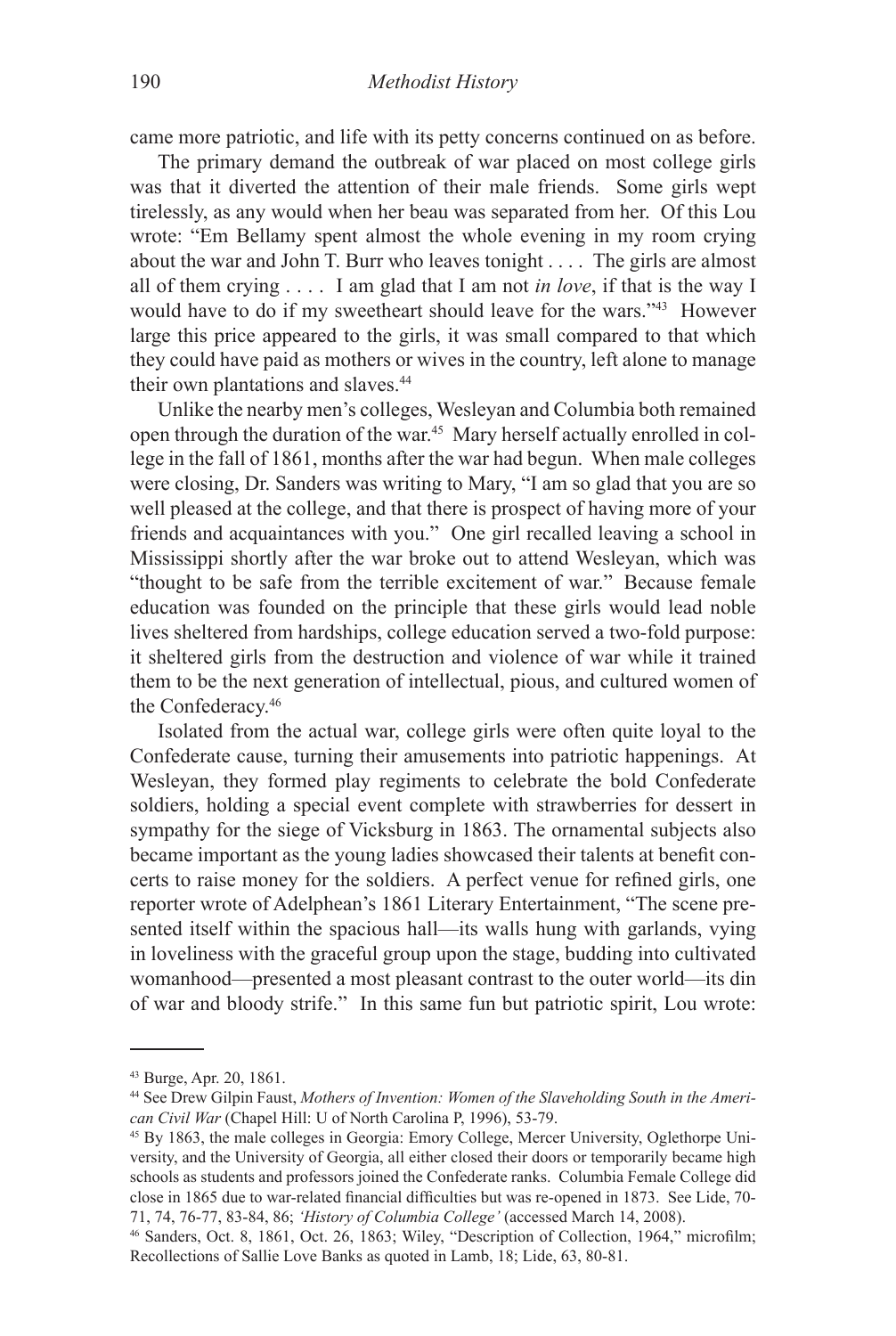came more patriotic, and life with its petty concerns continued on as before.

The primary demand the outbreak of war placed on most college girls was that it diverted the attention of their male friends. Some girls wept tirelessly, as any would when her beau was separated from her. Of this Lou wrote: "Em Bellamy spent almost the whole evening in my room crying about the war and John T. Burr who leaves tonight . . . . The girls are almost all of them crying . . . . I am glad that I am not *in love*, if that is the way I would have to do if my sweetheart should leave for the wars."[43] However large this price appeared to the girls, it was small compared to that which they could have paid as mothers or wives in the country, left alone to manage their own plantations and slaves.[44]

Unlike the nearby men's colleges, Wesleyan and Columbia both remained open through the duration of the war.[45] Mary herself actually enrolled in college in the fall of 1861, months after the war had begun. When male colleges were closing, Dr. Sanders was writing to Mary, "I am so glad that you are so well pleased at the college, and that there is prospect of having more of your friends and acquaintances with you." One girl recalled leaving a school in Mississippi shortly after the war broke out to attend Wesleyan, which was "thought to be safe from the terrible excitement of war." Because female education was founded on the principle that these girls would lead noble lives sheltered from hardships, college education served a two-fold purpose: it sheltered girls from the destruction and violence of war while it trained them to be the next generation of intellectual, pious, and cultured women of the Confederacy.[46]

Isolated from the actual war, college girls were often quite loyal to the Confederate cause, turning their amusements into patriotic happenings. At Wesleyan, they formed play regiments to celebrate the bold Confederate soldiers, holding a special event complete with strawberries for dessert in sympathy for the siege of Vicksburg in 1863. The ornamental subjects also became important as the young ladies showcased their talents at benefit concerts to raise money for the soldiers. A perfect venue for refined girls, one reporter wrote of Adelphean's 1861 Literary Entertainment, "The scene presented itself within the spacious hall—its walls hung with garlands, vying in loveliness with the graceful group upon the stage, budding into cultivated womanhood—presented a most pleasant contrast to the outer world—its din of war and bloody strife." In this same fun but patriotic spirit, Lou wrote:

---

[43] Burge, Apr. 20, 1861.

[44] See Drew Gilpin Faust, *Mothers of Invention: Women of the Slaveholding South in the American Civil War* (Chapel Hill: U of North Carolina P, 1996), 53-79.

[45] By 1863, the male colleges in Georgia: Emory College, Mercer University, Oglethorpe University, and the University of Georgia, all either closed their doors or temporarily became high schools as students and professors joined the Confederate ranks. Columbia Female College did close in 1865 due to war-related financial difficulties but was re-opened in 1873. See Lide, 70-71, 74, 76-77, 83-84, 86; *'History of Columbia College'* (accessed March 14, 2008).

[46] Sanders, Oct. 8, 1861, Oct. 26, 1863; Wiley, "Description of Collection, 1964," microfilm; Recollections of Sallie Love Banks as quoted in Lamb, 18; Lide, 63, 80-81.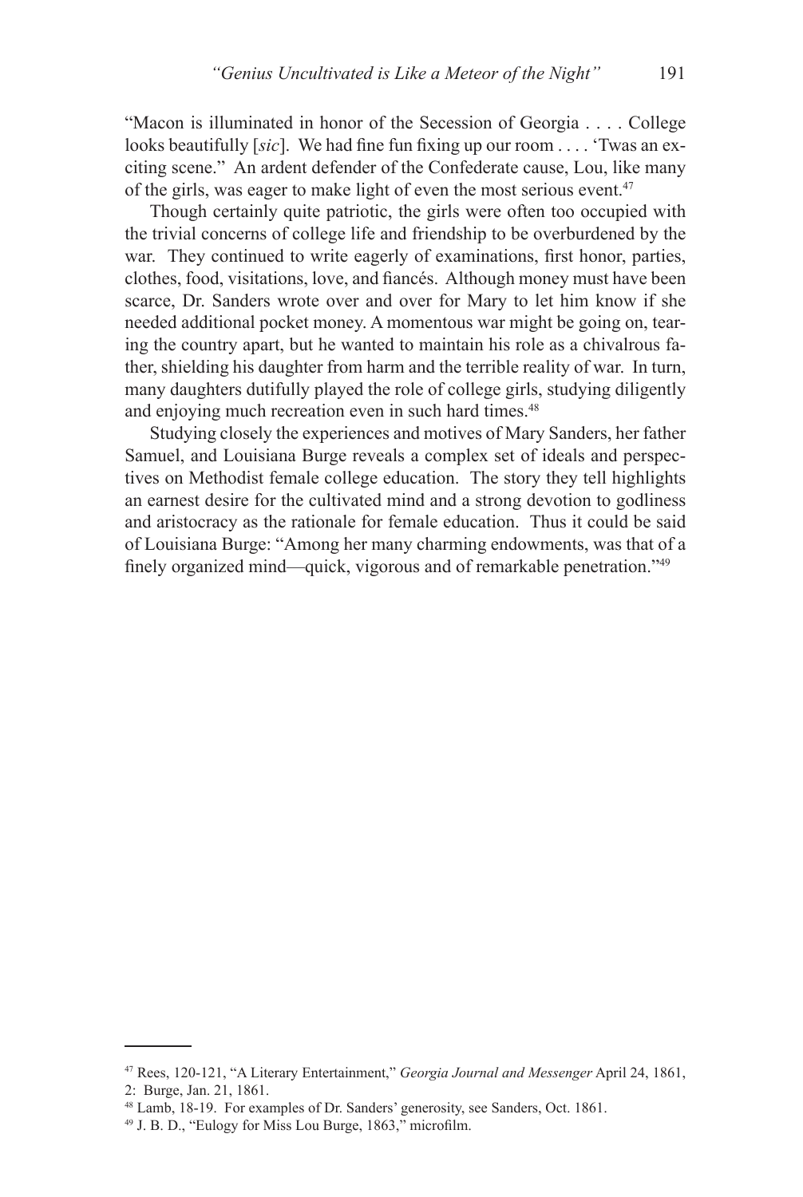"Macon is illuminated in honor of the Secession of Georgia . . . . College looks beautifully [*sic*]. We had fine fun fixing up our room . . . . 'Twas an exciting scene." An ardent defender of the Confederate cause, Lou, like many of the girls, was eager to make light of even the most serious event.[47]

Though certainly quite patriotic, the girls were often too occupied with the trivial concerns of college life and friendship to be overburdened by the war. They continued to write eagerly of examinations, first honor, parties, clothes, food, visitations, love, and fiancés. Although money must have been scarce, Dr. Sanders wrote over and over for Mary to let him know if she needed additional pocket money. A momentous war might be going on, tearing the country apart, but he wanted to maintain his role as a chivalrous father, shielding his daughter from harm and the terrible reality of war. In turn, many daughters dutifully played the role of college girls, studying diligently and enjoying much recreation even in such hard times.[48]

Studying closely the experiences and motives of Mary Sanders, her father Samuel, and Louisiana Burge reveals a complex set of ideals and perspectives on Methodist female college education. The story they tell highlights an earnest desire for the cultivated mind and a strong devotion to godliness and aristocracy as the rationale for female education. Thus it could be said of Louisiana Burge: "Among her many charming endowments, was that of a finely organized mind—quick, vigorous and of remarkable penetration."[49]

---

[47] Rees, 120-121, "A Literary Entertainment," *Georgia Journal and Messenger* April 24, 1861, 2: Burge, Jan. 21, 1861.

[48] Lamb, 18-19. For examples of Dr. Sanders' generosity, see Sanders, Oct. 1861.

[49] J. B. D., "Eulogy for Miss Lou Burge, 1863," microfilm.